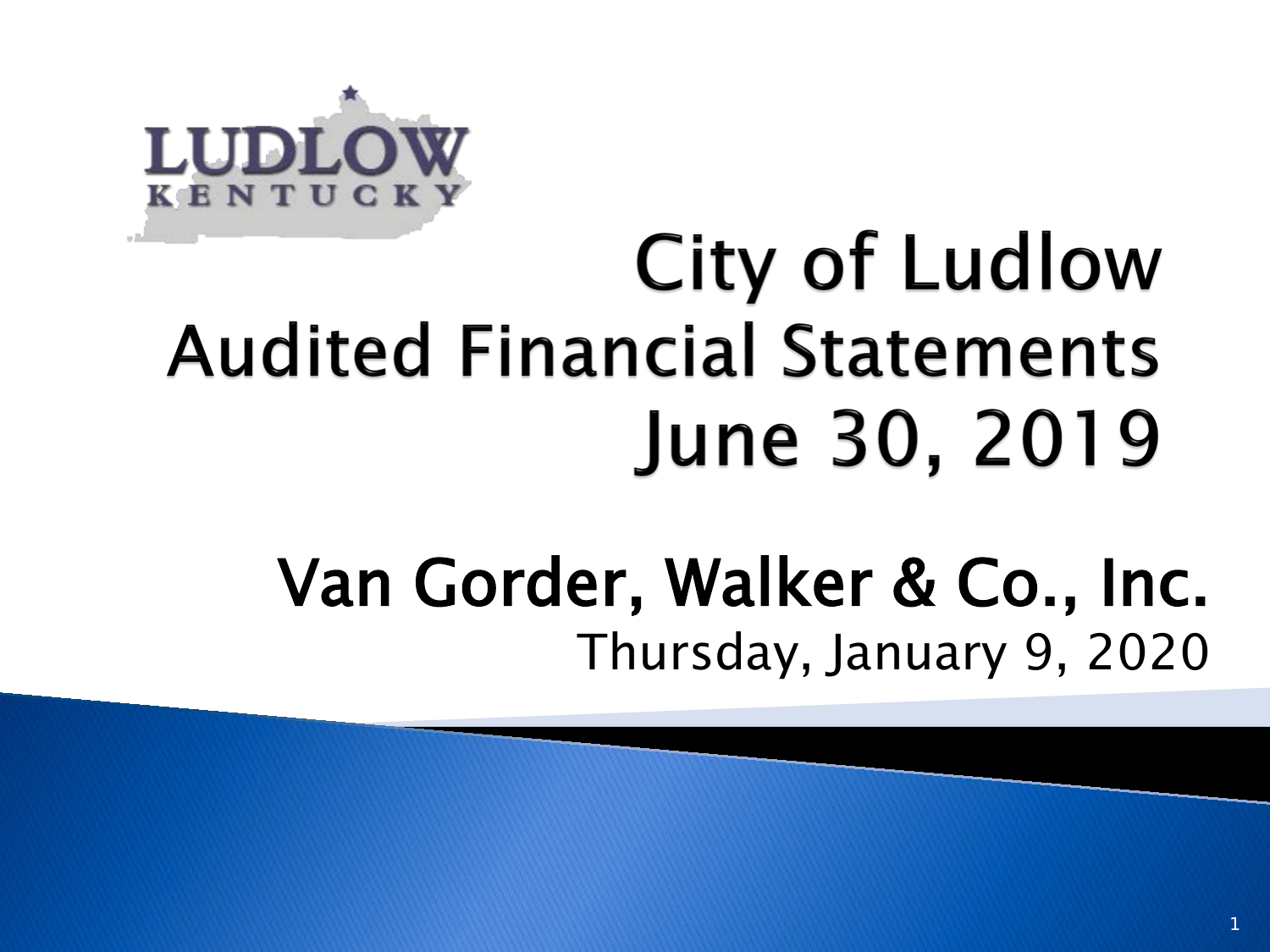LUDLOW KENTUCKY

# City of Ludlow Audited Financial Statements June 30, 2019

## Van Gorder, Walker & Co., Inc.

Thursday, January 9, 2020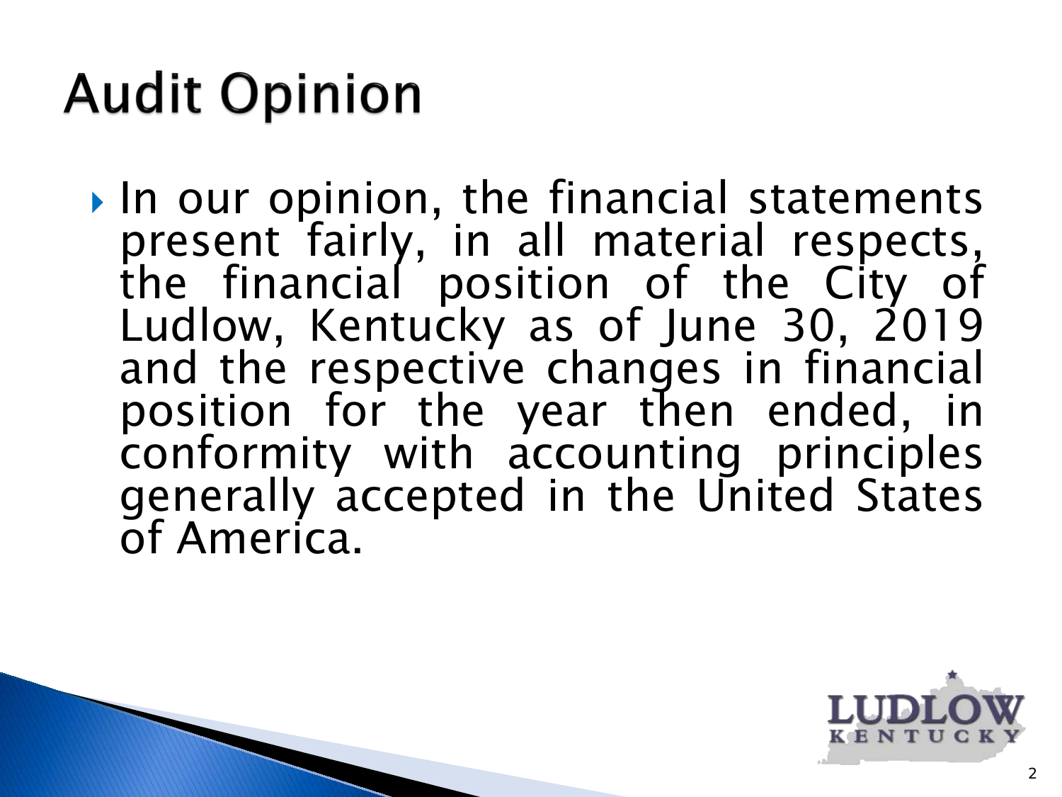# Audit Opinion

- In our opinion, the financial statements present fairly, in all material respects, the financial position of the City of Ludlow, Kentucky as of June 30, 2019 and the respective changes in financial position for the year then ended, in conformity with accounting principles generally accepted in the United States of America.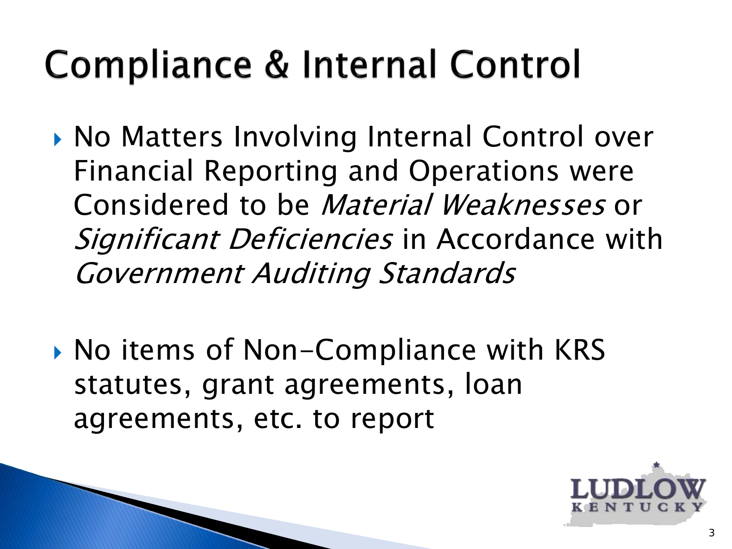# Compliance & Internal Control

- No Matters Involving Internal Control over Financial Reporting and Operations were Considered to be *Material Weaknesses* or *Significant Deficiencies* in Accordance with *Government Auditing Standards*

- No items of Non-Compliance with KRS statutes, grant agreements, loan agreements, etc. to report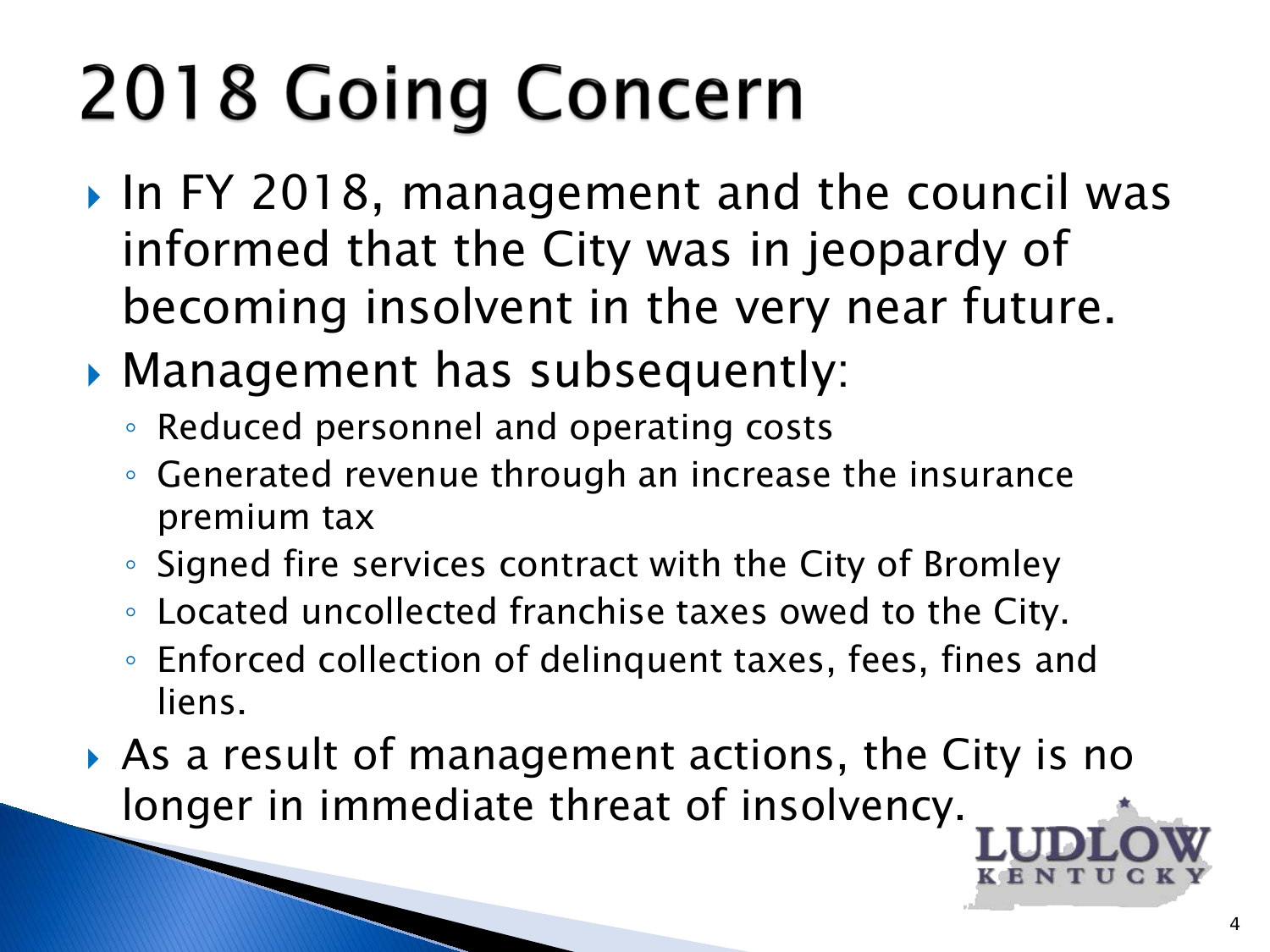# 2018 Going Concern

- In FY 2018, management and the council was informed that the City was in jeopardy of becoming insolvent in the very near future.
- Management has subsequently:
  - Reduced personnel and operating costs
  - Generated revenue through an increase the insurance premium tax
  - Signed fire services contract with the City of Bromley
  - Located uncollected franchise taxes owed to the City.
  - Enforced collection of delinquent taxes, fees, fines and liens.
- As a result of management actions, the City is no longer in immediate threat of insolvency.

LUDLOW KENTUCKY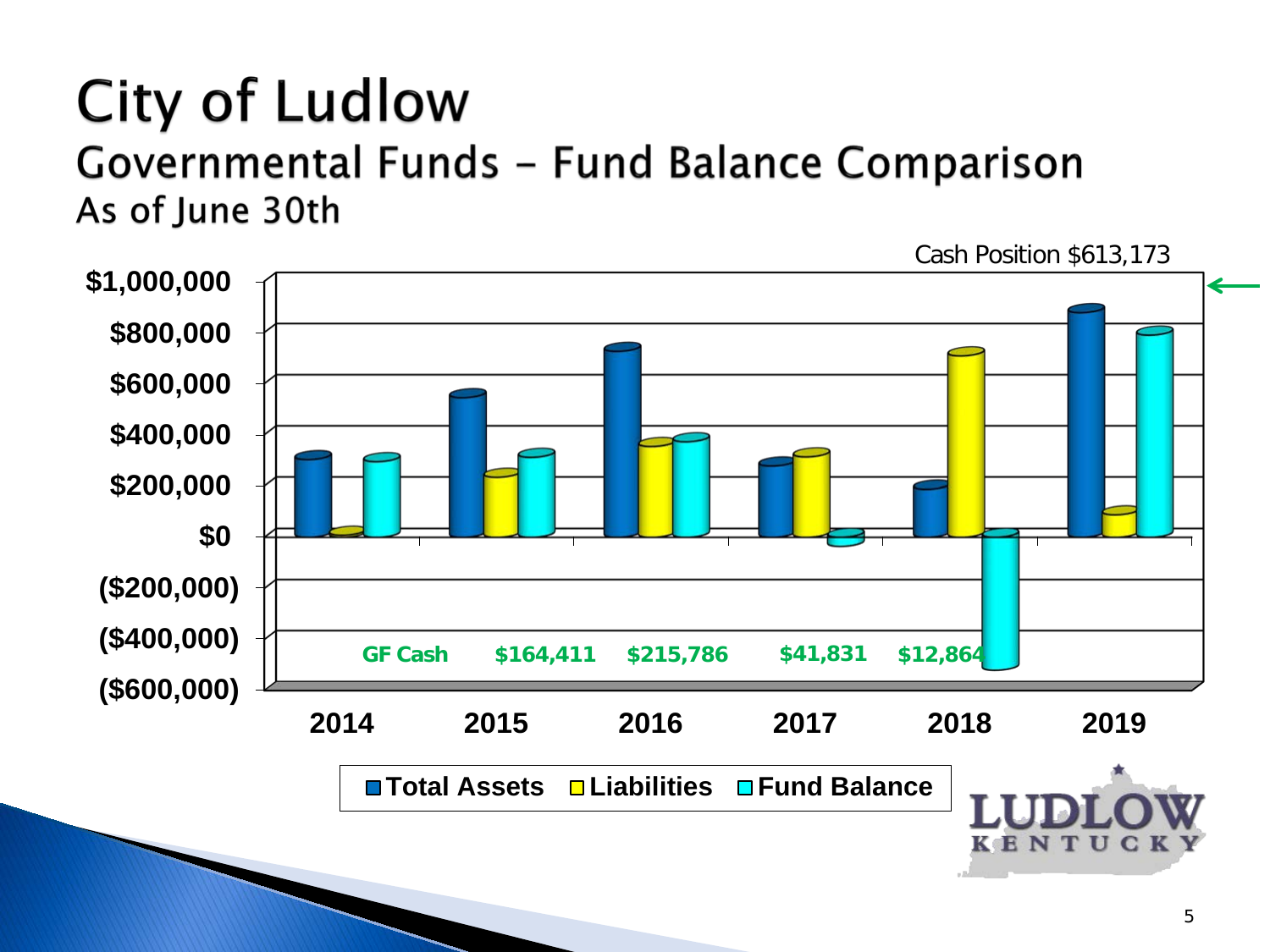# City of Ludlow

## Governmental Funds – Fund Balance Comparison

### As of June 30th

Cash Position $613,173

GF Cash: $164,411 (2015), $215,786 (2016), $41,831 (2017), $12,864 (2018)

Legend: Total Assets, Liabilities, Fund Balance

Years: 2014, 2015, 2016, 2017, 2018, 2019

LUDLOW KENTUCKY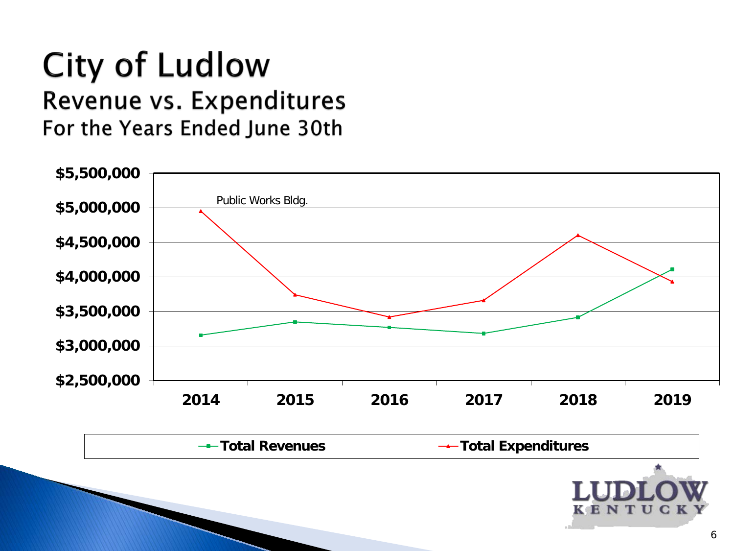# City of Ludlow

## Revenue vs. Expenditures

### For the Years Ended June 30th

Public Works Bldg.

$5,500,000
$5,000,000
$4,500,000
$4,000,000
$3,500,000
$3,000,000
$2,500,000

2014 2015 2016 2017 2018 2019

Total Revenues — Total Expenditures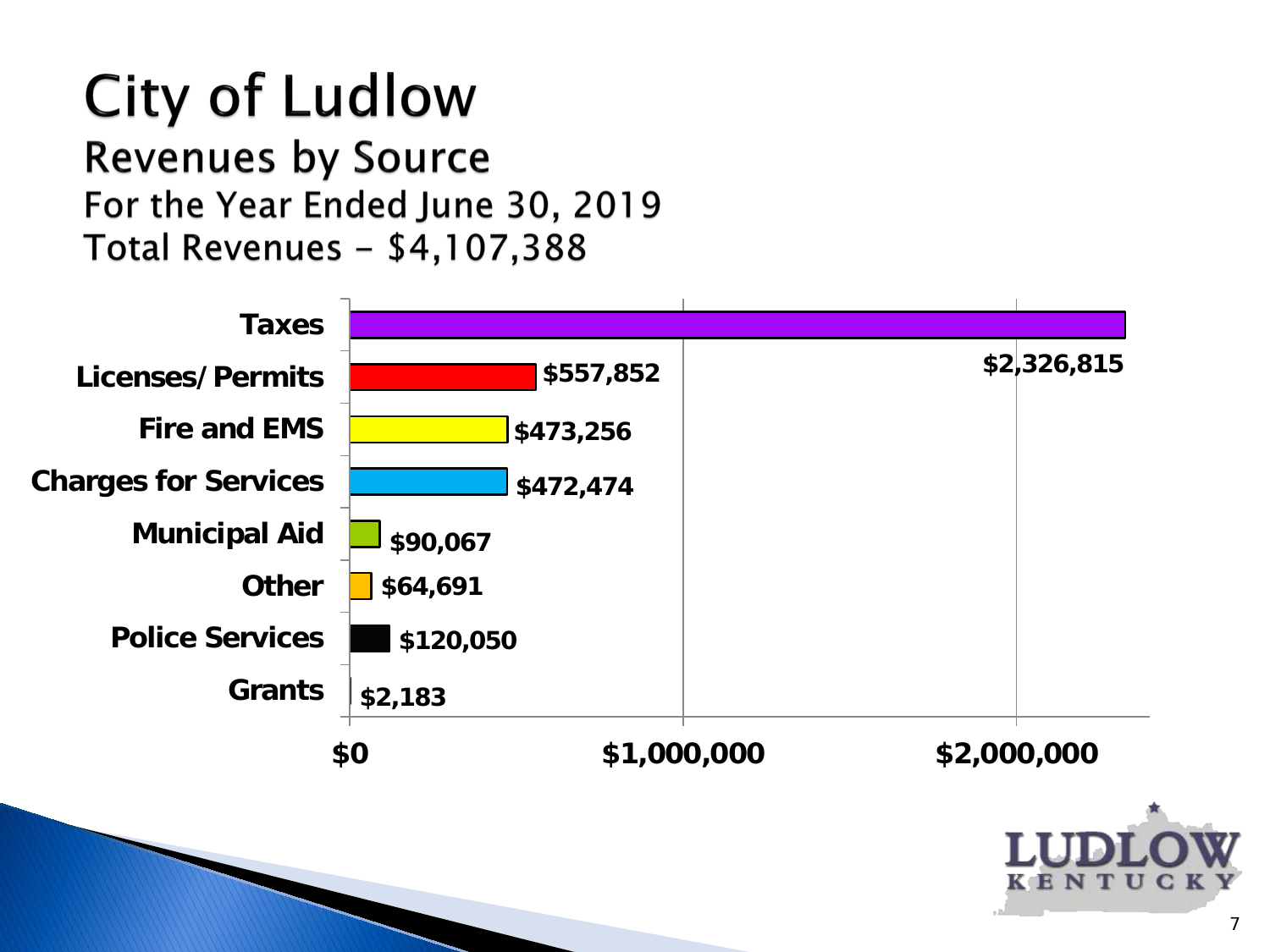# City of Ludlow

## Revenues by Source

### For the Year Ended June 30, 2019

### Total Revenues – $4,107,388

| Source | Amount |
| --- | --- |
| Taxes | $2,326,815 |
| Licenses/ Permits | $557,852 |
| Fire and EMS | $473,256 |
| Charges for Services | $472,474 |
| Municipal Aid | $90,067 |
| Other | $64,691 |
| Police Services | $120,050 |
| Grants | $2,183 |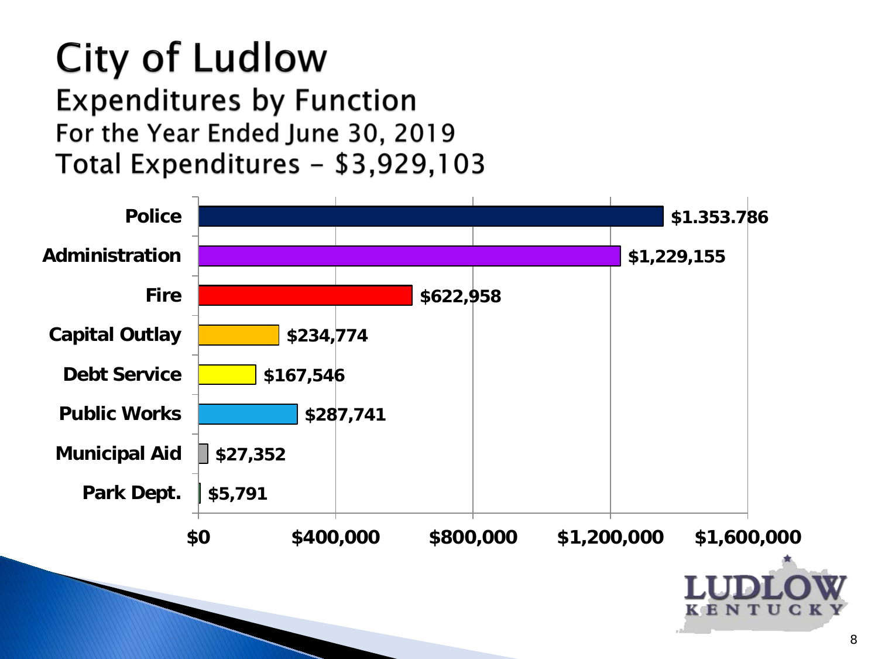# City of Ludlow

## Expenditures by Function

### For the Year Ended June 30, 2019

### Total Expenditures – $3,929,103

| Function | Amount |
|---|---|
| Police | $1.353.786 |
| Administration | $1,229,155 |
| Fire | $622,958 |
| Capital Outlay | $234,774 |
| Debt Service | $167,546 |
| Public Works | $287,741 |
| Municipal Aid | $27,352 |
| Park Dept. | $5,791 |

$0 | $400,000 | $800,000 | $1,200,000 | $1,600,000

LUDLOW KENTUCKY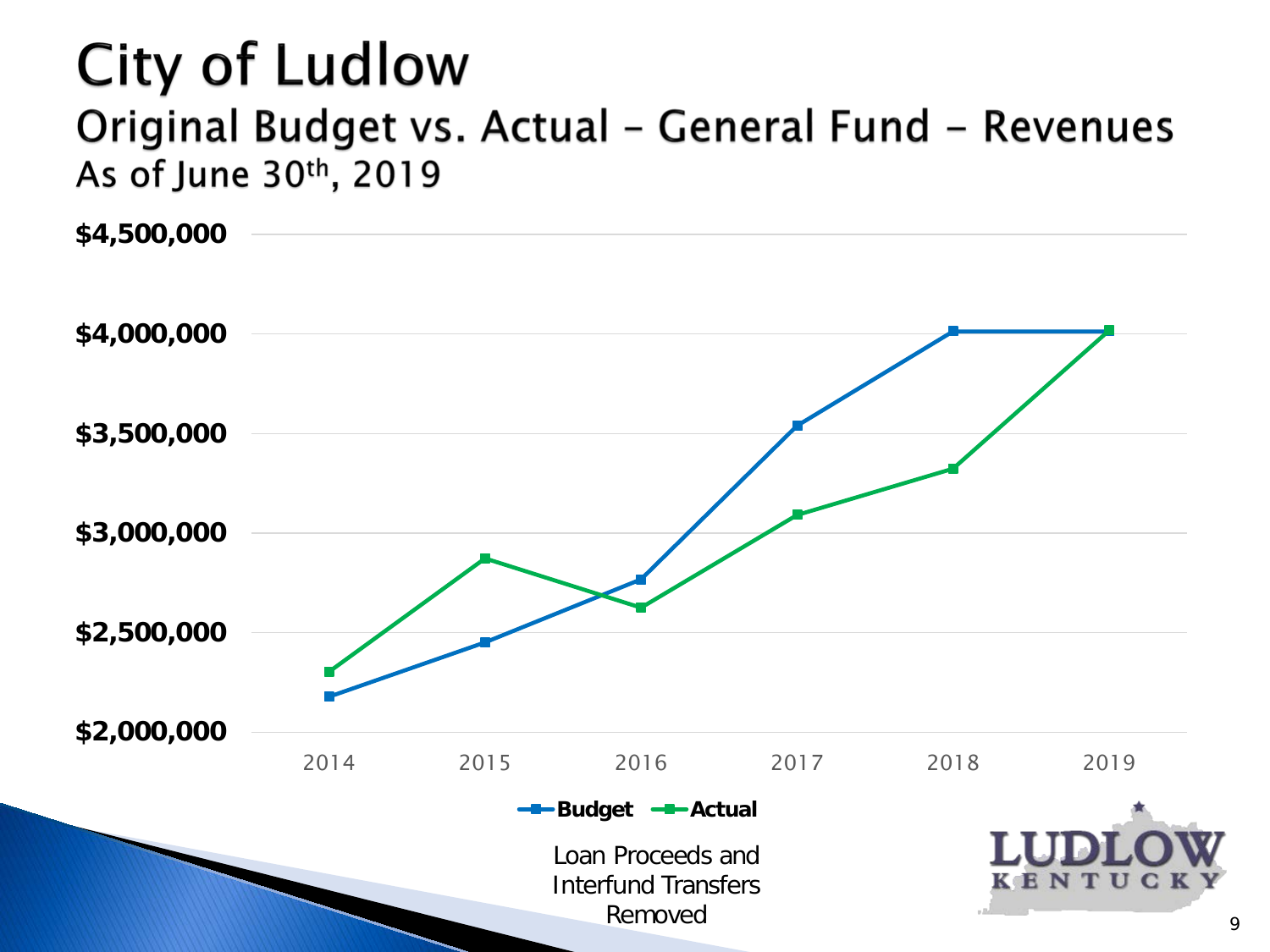# City of Ludlow

## Original Budget vs. Actual – General Fund – Revenues

### As of June 30th, 2019

$4,500,000
$4,000,000
$3,500,000
$3,000,000
$2,500,000
$2,000,000

2014 2015 2016 2017 2018 2019

Budget Actual

Loan Proceeds and Interfund Transfers Removed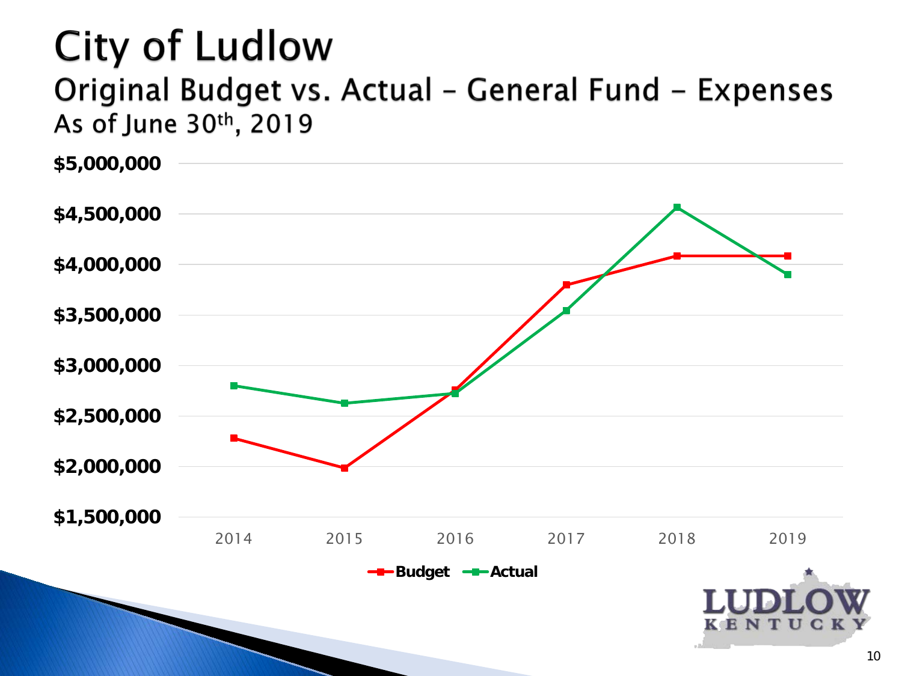# City of Ludlow

## Original Budget vs. Actual – General Fund – Expenses

### As of June 30th, 2019

$5,000,000
$4,500,000
$4,000,000
$3,500,000
$3,000,000
$2,500,000
$2,000,000
$1,500,000

2014
2015
2016
2017
2018
2019

Budget
Actual

LUDLOW
KENTUCKY